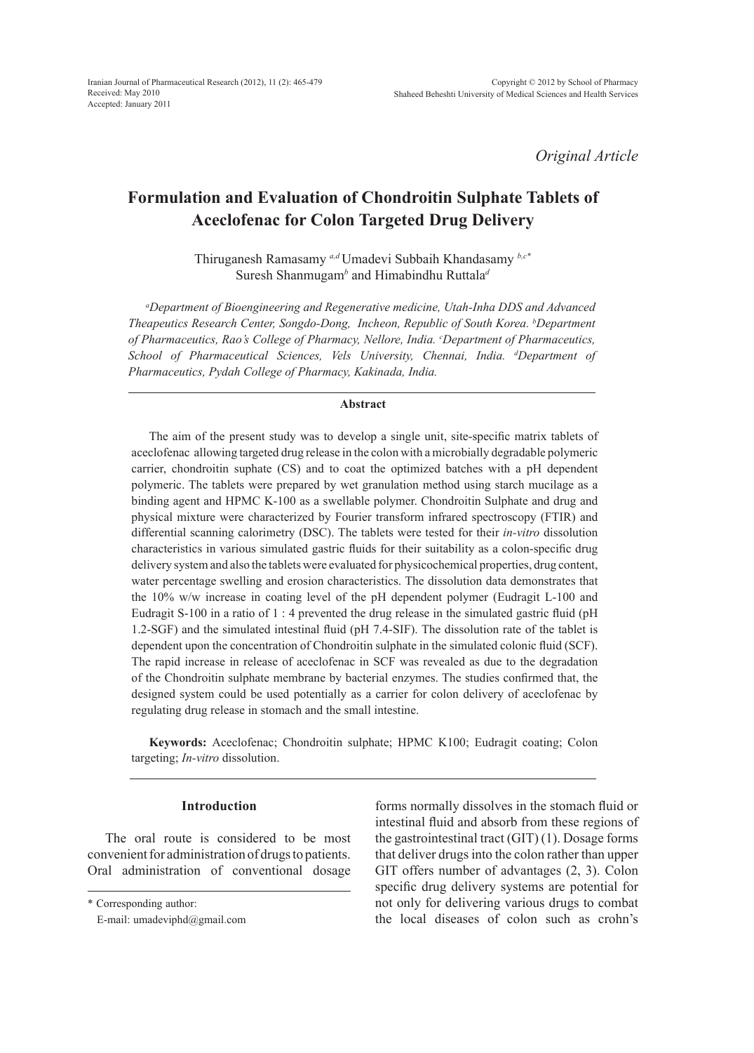*Original Article*

# Formulation and Evaluation of Chondroitin Sulphate Tablets of Aceclofenac for Colon Targeted Drug Delivery

Thiruganesh Ramasamy [a,d] Umadevi Subbaih Khandasamy [b,c*] Suresh Shanmugam[b] and Himabindhu Ruttala[d]

*[a]Department of Bioengineering and Regenerative medicine, Utah-Inha DDS and Advanced Theapeutics Research Center, Songdo-Dong, Incheon, Republic of South Korea. [b]Department of Pharmaceutics, Rao's College of Pharmacy, Nellore, India. [c]Department of Pharmaceutics, School of Pharmaceutical Sciences, Vels University, Chennai, India. [d]Department of Pharmaceutics, Pydah College of Pharmacy, Kakinada, India.*

## Abstract

The aim of the present study was to develop a single unit, site-specific matrix tablets of aceclofenac allowing targeted drug release in the colon with a microbially degradable polymeric carrier, chondroitin suphate (CS) and to coat the optimized batches with a pH dependent polymeric. The tablets were prepared by wet granulation method using starch mucilage as a binding agent and HPMC K-100 as a swellable polymer. Chondroitin Sulphate and drug and physical mixture were characterized by Fourier transform infrared spectroscopy (FTIR) and differential scanning calorimetry (DSC). The tablets were tested for their *in-vitro* dissolution characteristics in various simulated gastric fluids for their suitability as a colon-specific drug delivery system and also the tablets were evaluated for physicochemical properties, drug content, water percentage swelling and erosion characteristics. The dissolution data demonstrates that the 10% w/w increase in coating level of the pH dependent polymer (Eudragit L-100 and Eudragit S-100 in a ratio of 1 : 4 prevented the drug release in the simulated gastric fluid (pH 1.2-SGF) and the simulated intestinal fluid (pH 7.4-SIF). The dissolution rate of the tablet is dependent upon the concentration of Chondroitin sulphate in the simulated colonic fluid (SCF). The rapid increase in release of aceclofenac in SCF was revealed as due to the degradation of the Chondroitin sulphate membrane by bacterial enzymes. The studies confirmed that, the designed system could be used potentially as a carrier for colon delivery of aceclofenac by regulating drug release in stomach and the small intestine.

**Keywords:** Aceclofenac; Chondroitin sulphate; HPMC K100; Eudragit coating; Colon targeting; *In-vitro* dissolution.

## Introduction

The oral route is considered to be most convenient for administration of drugs to patients. Oral administration of conventional dosage forms normally dissolves in the stomach fluid or intestinal fluid and absorb from these regions of the gastrointestinal tract (GIT) (1). Dosage forms that deliver drugs into the colon rather than upper GIT offers number of advantages (2, 3). Colon specific drug delivery systems are potential for not only for delivering various drugs to combat the local diseases of colon such as crohn's

\* Corresponding author:

E-mail: umadeviphd@gmail.com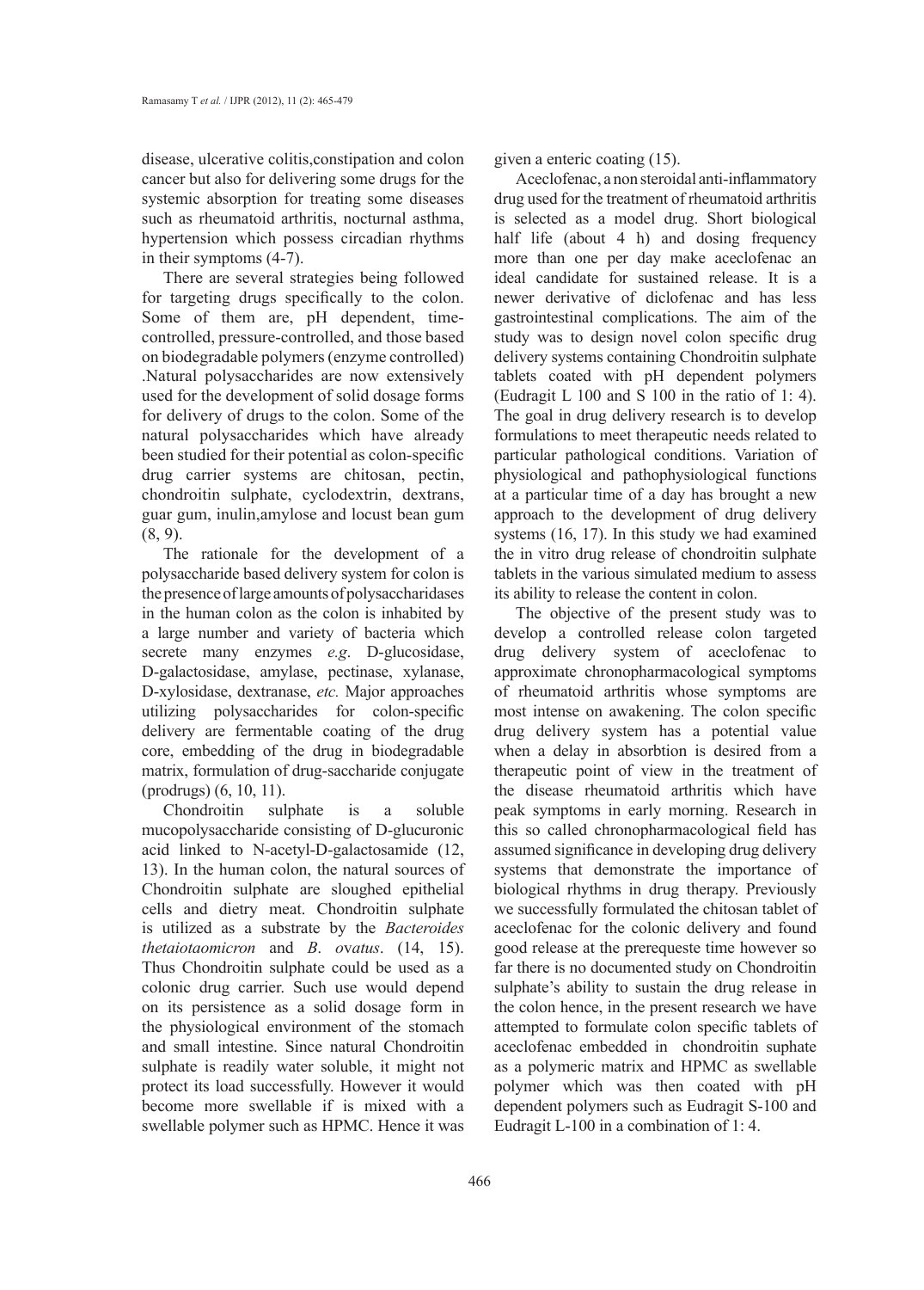disease, ulcerative colitis,constipation and colon cancer but also for delivering some drugs for the systemic absorption for treating some diseases such as rheumatoid arthritis, nocturnal asthma, hypertension which possess circadian rhythms in their symptoms (4-7).

There are several strategies being followed for targeting drugs specifically to the colon. Some of them are, pH dependent, time-controlled, pressure-controlled, and those based on biodegradable polymers (enzyme controlled) .Natural polysaccharides are now extensively used for the development of solid dosage forms for delivery of drugs to the colon. Some of the natural polysaccharides which have already been studied for their potential as colon-specific drug carrier systems are chitosan, pectin, chondroitin sulphate, cyclodextrin, dextrans, guar gum, inulin,amylose and locust bean gum (8, 9).

The rationale for the development of a polysaccharide based delivery system for colon is the presence of large amounts of polysaccharidases in the human colon as the colon is inhabited by a large number and variety of bacteria which secrete many enzymes *e.g*. D-glucosidase, D-galactosidase, amylase, pectinase, xylanase, D-xylosidase, dextranase, *etc.* Major approaches utilizing polysaccharides for colon-specific delivery are fermentable coating of the drug core, embedding of the drug in biodegradable matrix, formulation of drug-saccharide conjugate (prodrugs) (6, 10, 11).

Chondroitin sulphate is a soluble mucopolysaccharide consisting of D-glucuronic acid linked to N-acetyl-D-galactosamide (12, 13). In the human colon, the natural sources of Chondroitin sulphate are sloughed epithelial cells and dietry meat. Chondroitin sulphate is utilized as a substrate by the *Bacteroides thetaiotaomicron* and *B*. *ovatus*. (14, 15). Thus Chondroitin sulphate could be used as a colonic drug carrier. Such use would depend on its persistence as a solid dosage form in the physiological environment of the stomach and small intestine. Since natural Chondroitin sulphate is readily water soluble, it might not protect its load successfully. However it would become more swellable if is mixed with a swellable polymer such as HPMC. Hence it was given a enteric coating (15).

Aceclofenac, a non steroidal anti-inflammatory drug used for the treatment of rheumatoid arthritis is selected as a model drug. Short biological half life (about 4 h) and dosing frequency more than one per day make aceclofenac an ideal candidate for sustained release. It is a newer derivative of diclofenac and has less gastrointestinal complications. The aim of the study was to design novel colon specific drug delivery systems containing Chondroitin sulphate tablets coated with pH dependent polymers (Eudragit L 100 and S 100 in the ratio of 1: 4). The goal in drug delivery research is to develop formulations to meet therapeutic needs related to particular pathological conditions. Variation of physiological and pathophysiological functions at a particular time of a day has brought a new approach to the development of drug delivery systems (16, 17). In this study we had examined the in vitro drug release of chondroitin sulphate tablets in the various simulated medium to assess its ability to release the content in colon.

The objective of the present study was to develop a controlled release colon targeted drug delivery system of aceclofenac to approximate chronopharmacological symptoms of rheumatoid arthritis whose symptoms are most intense on awakening. The colon specific drug delivery system has a potential value when a delay in absorbtion is desired from a therapeutic point of view in the treatment of the disease rheumatoid arthritis which have peak symptoms in early morning. Research in this so called chronopharmacological field has assumed significance in developing drug delivery systems that demonstrate the importance of biological rhythms in drug therapy. Previously we successfully formulated the chitosan tablet of aceclofenac for the colonic delivery and found good release at the prerequeste time however so far there is no documented study on Chondroitin sulphate's ability to sustain the drug release in the colon hence, in the present research we have attempted to formulate colon specific tablets of aceclofenac embedded in chondroitin suphate as a polymeric matrix and HPMC as swellable polymer which was then coated with pH dependent polymers such as Eudragit S-100 and Eudragit L-100 in a combination of 1: 4.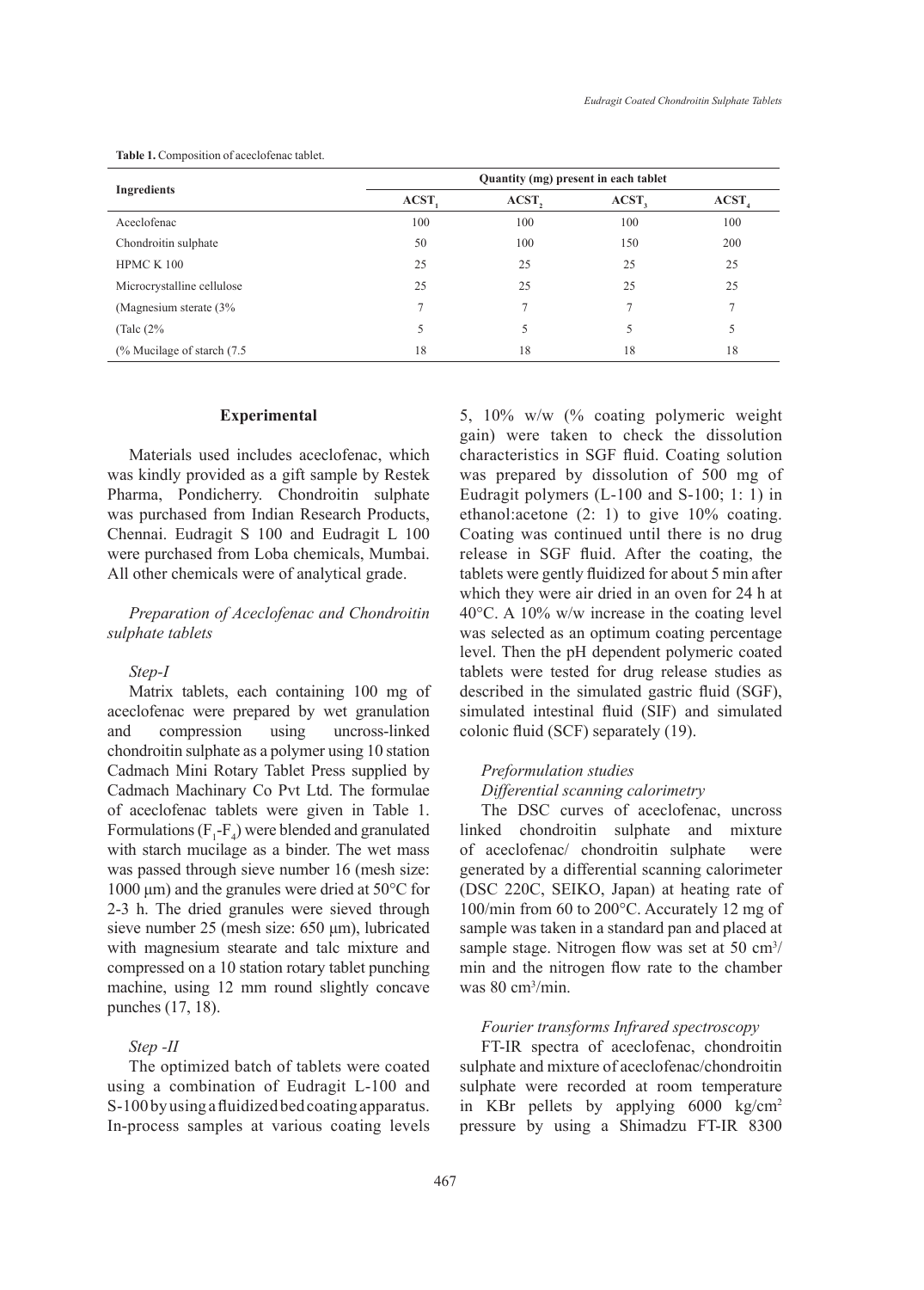**Table 1.** Composition of aceclofenac tablet.

| Ingredients | Quantity (mg) present in each tablet | | | |
|---|---|---|---|---|
| | $ACST_1$ | $ACST_2$ | $ACST_3$ | $ACST_4$ |
| Aceclofenac | 100 | 100 | 100 | 100 |
| Chondroitin sulphate | 50 | 100 | 150 | 200 |
| HPMC K 100 | 25 | 25 | 25 | 25 |
| Microcrystalline cellulose | 25 | 25 | 25 | 25 |
| (Magnesium sterate (3% | 7 | 7 | 7 | 7 |
| (Talc (2% | 5 | 5 | 5 | 5 |
| (% Mucilage of starch (7.5 | 18 | 18 | 18 | 18 |

## Experimental

Materials used includes aceclofenac, which was kindly provided as a gift sample by Restek Pharma, Pondicherry. Chondroitin sulphate was purchased from Indian Research Products, Chennai. Eudragit S 100 and Eudragit L 100 were purchased from Loba chemicals, Mumbai. All other chemicals were of analytical grade.

### *Preparation of Aceclofenac and Chondroitin sulphate tablets*

*Step-I*

Matrix tablets, each containing 100 mg of aceclofenac were prepared by wet granulation and compression using uncross-linked chondroitin sulphate as a polymer using 10 station Cadmach Mini Rotary Tablet Press supplied by Cadmach Machinary Co Pvt Ltd. The formulae of aceclofenac tablets were given in Table 1. Formulations ($F_1$-$F_4$) were blended and granulated with starch mucilage as a binder. The wet mass was passed through sieve number 16 (mesh size: 1000 µm) and the granules were dried at 50°C for 2-3 h. The dried granules were sieved through sieve number 25 (mesh size: 650 µm), lubricated with magnesium stearate and talc mixture and compressed on a 10 station rotary tablet punching machine, using 12 mm round slightly concave punches (17, 18).

*Step -II*

The optimized batch of tablets were coated using a combination of Eudragit L-100 and S-100 by using a fluidized bed coating apparatus. In-process samples at various coating levels 5, 10% w/w (% coating polymeric weight gain) were taken to check the dissolution characteristics in SGF fluid. Coating solution was prepared by dissolution of 500 mg of Eudragit polymers (L-100 and S-100; 1: 1) in ethanol:acetone (2: 1) to give 10% coating. Coating was continued until there is no drug release in SGF fluid. After the coating, the tablets were gently fluidized for about 5 min after which they were air dried in an oven for 24 h at 40°C. A 10% w/w increase in the coating level was selected as an optimum coating percentage level. Then the pH dependent polymeric coated tablets were tested for drug release studies as described in the simulated gastric fluid (SGF), simulated intestinal fluid (SIF) and simulated colonic fluid (SCF) separately (19).

### *Preformulation studies*

*Differential scanning calorimetry*

The DSC curves of aceclofenac, uncross linked chondroitin sulphate and mixture of aceclofenac/ chondroitin sulphate were generated by a differential scanning calorimeter (DSC 220C, SEIKO, Japan) at heating rate of 100/min from 60 to 200°C. Accurately 12 mg of sample was taken in a standard pan and placed at sample stage. Nitrogen flow was set at 50 $cm^3$/min and the nitrogen flow rate to the chamber was 80 $cm^3$/min.

*Fourier transforms Infrared spectroscopy*

FT-IR spectra of aceclofenac, chondroitin sulphate and mixture of aceclofenac/chondroitin sulphate were recorded at room temperature in KBr pellets by applying 6000 kg/$cm^2$ pressure by using a Shimadzu FT-IR 8300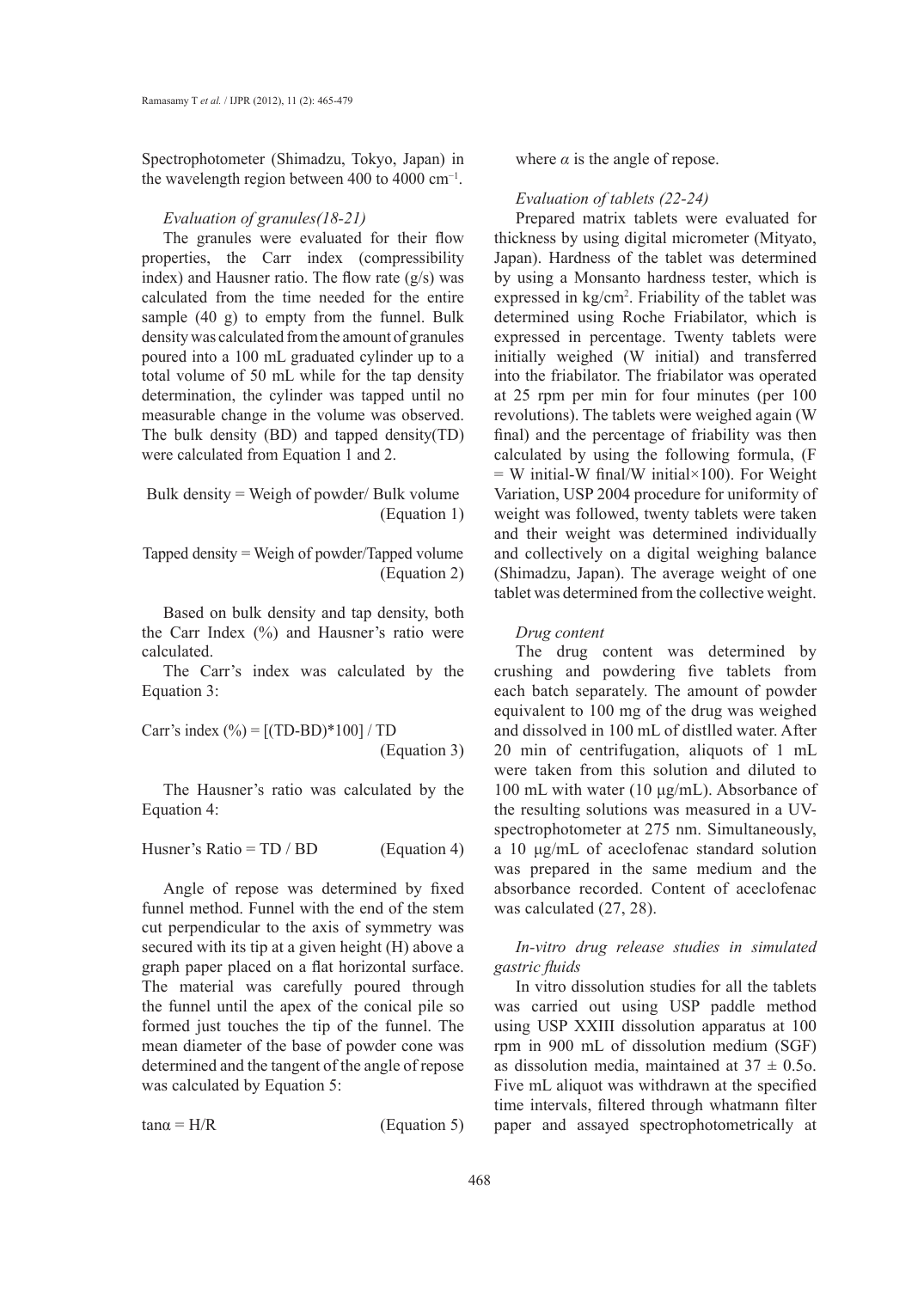Spectrophotometer (Shimadzu, Tokyo, Japan) in the wavelength region between 400 to 4000 $cm^{-1}$.

*Evaluation of granules(18-21)*

The granules were evaluated for their flow properties, the Carr index (compressibility index) and Hausner ratio. The flow rate (g/s) was calculated from the time needed for the entire sample (40 g) to empty from the funnel. Bulk density was calculated from the amount of granules poured into a 100 mL graduated cylinder up to a total volume of 50 mL while for the tap density determination, the cylinder was tapped until no measurable change in the volume was observed. The bulk density (BD) and tapped density(TD) were calculated from Equation 1 and 2.

$$\text{Bulk density} = \text{Weigh of powder} / \text{Bulk volume} \quad \text{(Equation 1)}$$

$$\text{Tapped density} = \text{Weigh of powder}/\text{Tapped volume} \quad \text{(Equation 2)}$$

Based on bulk density and tap density, both the Carr Index (%) and Hausner's ratio were calculated.

The Carr's index was calculated by the Equation 3:

$$\text{Carr's index (\%)} = [(TD-BD)*100] / TD \quad \text{(Equation 3)}$$

The Hausner's ratio was calculated by the Equation 4:

$$\text{Husner's Ratio} = TD / BD \quad \text{(Equation 4)}$$

Angle of repose was determined by fixed funnel method. Funnel with the end of the stem cut perpendicular to the axis of symmetry was secured with its tip at a given height (H) above a graph paper placed on a flat horizontal surface. The material was carefully poured through the funnel until the apex of the conical pile so formed just touches the tip of the funnel. The mean diameter of the base of powder cone was determined and the tangent of the angle of repose was calculated by Equation 5:

$$\tan\alpha = H/R \quad \text{(Equation 5)}$$

where $\alpha$ is the angle of repose.

*Evaluation of tablets (22-24)*

Prepared matrix tablets were evaluated for thickness by using digital micrometer (Mityato, Japan). Hardness of the tablet was determined by using a Monsanto hardness tester, which is expressed in kg/$cm^2$. Friability of the tablet was determined using Roche Friabilator, which is expressed in percentage. Twenty tablets were initially weighed (W initial) and transferred into the friabilator. The friabilator was operated at 25 rpm per min for four minutes (per 100 revolutions). The tablets were weighed again (W final) and the percentage of friability was then calculated by using the following formula, (F = W initial-W final/W initial×100). For Weight Variation, USP 2004 procedure for uniformity of weight was followed, twenty tablets were taken and their weight was determined individually and collectively on a digital weighing balance (Shimadzu, Japan). The average weight of one tablet was determined from the collective weight.

*Drug content*

The drug content was determined by crushing and powdering five tablets from each batch separately. The amount of powder equivalent to 100 mg of the drug was weighed and dissolved in 100 mL of distlled water. After 20 min of centrifugation, aliquots of 1 mL were taken from this solution and diluted to 100 mL with water (10 μg/mL). Absorbance of the resulting solutions was measured in a UV-spectrophotometer at 275 nm. Simultaneously, a 10 μg/mL of aceclofenac standard solution was prepared in the same medium and the absorbance recorded. Content of aceclofenac was calculated (27, 28).

*In-vitro drug release studies in simulated gastric fluids*

In vitro dissolution studies for all the tablets was carried out using USP paddle method using USP XXIII dissolution apparatus at 100 rpm in 900 mL of dissolution medium (SGF) as dissolution media, maintained at 37 ± 0.5o. Five mL aliquot was withdrawn at the specified time intervals, filtered through whatmann filter paper and assayed spectrophotometrically at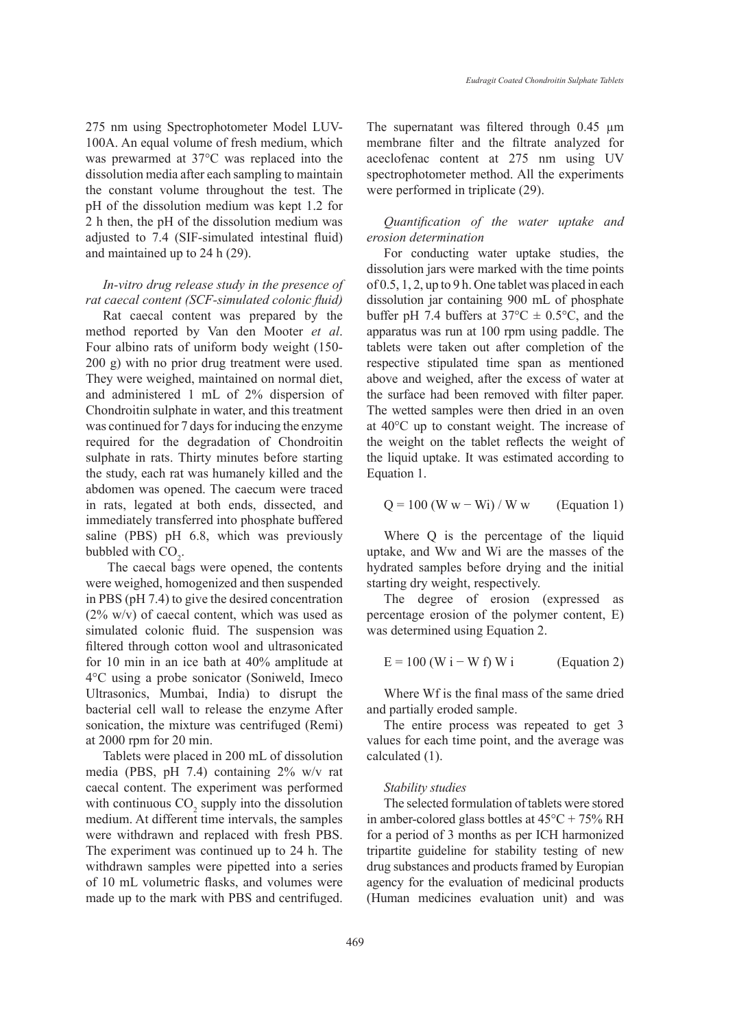275 nm using Spectrophotometer Model LUV-100A. An equal volume of fresh medium, which was prewarmed at 37°C was replaced into the dissolution media after each sampling to maintain the constant volume throughout the test. The pH of the dissolution medium was kept 1.2 for 2 h then, the pH of the dissolution medium was adjusted to 7.4 (SIF-simulated intestinal fluid) and maintained up to 24 h (29).

*In-vitro drug release study in the presence of rat caecal content (SCF-simulated colonic fluid)*

Rat caecal content was prepared by the method reported by Van den Mooter *et al*. Four albino rats of uniform body weight (150-200 g) with no prior drug treatment were used. They were weighed, maintained on normal diet, and administered 1 mL of 2% dispersion of Chondroitin sulphate in water, and this treatment was continued for 7 days for inducing the enzyme required for the degradation of Chondroitin sulphate in rats. Thirty minutes before starting the study, each rat was humanely killed and the abdomen was opened. The caecum were traced in rats, legated at both ends, dissected, and immediately transferred into phosphate buffered saline (PBS) pH 6.8, which was previously bubbled with $CO_2$.

The caecal bags were opened, the contents were weighed, homogenized and then suspended in PBS (pH 7.4) to give the desired concentration (2% w/v) of caecal content, which was used as simulated colonic fluid. The suspension was filtered through cotton wool and ultrasonicated for 10 min in an ice bath at 40% amplitude at 4°C using a probe sonicator (Soniweld, Imeco Ultrasonics, Mumbai, India) to disrupt the bacterial cell wall to release the enzyme After sonication, the mixture was centrifuged (Remi) at 2000 rpm for 20 min.

Tablets were placed in 200 mL of dissolution media (PBS, pH 7.4) containing 2% w/v rat caecal content. The experiment was performed with continuous $CO_2$ supply into the dissolution medium. At different time intervals, the samples were withdrawn and replaced with fresh PBS. The experiment was continued up to 24 h. The withdrawn samples were pipetted into a series of 10 mL volumetric flasks, and volumes were made up to the mark with PBS and centrifuged. The supernatant was filtered through 0.45 µm membrane filter and the filtrate analyzed for aceclofenac content at 275 nm using UV spectrophotometer method. All the experiments were performed in triplicate (29).

*Quantification of the water uptake and erosion determination*

For conducting water uptake studies, the dissolution jars were marked with the time points of 0.5, 1, 2, up to 9 h. One tablet was placed in each dissolution jar containing 900 mL of phosphate buffer pH 7.4 buffers at 37°C ± 0.5°C, and the apparatus was run at 100 rpm using paddle. The tablets were taken out after completion of the respective stipulated time span as mentioned above and weighed, after the excess of water at the surface had been removed with filter paper. The wetted samples were then dried in an oven at 40°C up to constant weight. The increase of the weight on the tablet reflects the weight of the liquid uptake. It was estimated according to Equation 1.

$$Q = 100\,(W_w - W_i) / W_w \qquad \text{(Equation 1)}$$

Where Q is the percentage of the liquid uptake, and Ww and Wi are the masses of the hydrated samples before drying and the initial starting dry weight, respectively.

The degree of erosion (expressed as percentage erosion of the polymer content, E) was determined using Equation 2.

$$E = 100\,(W_i - W_f)\,W_i \qquad \text{(Equation 2)}$$

Where Wf is the final mass of the same dried and partially eroded sample.

The entire process was repeated to get 3 values for each time point, and the average was calculated (1).

*Stability studies*

The selected formulation of tablets were stored in amber-colored glass bottles at 45°C + 75% RH for a period of 3 months as per ICH harmonized tripartite guideline for stability testing of new drug substances and products framed by Europian agency for the evaluation of medicinal products (Human medicines evaluation unit) and was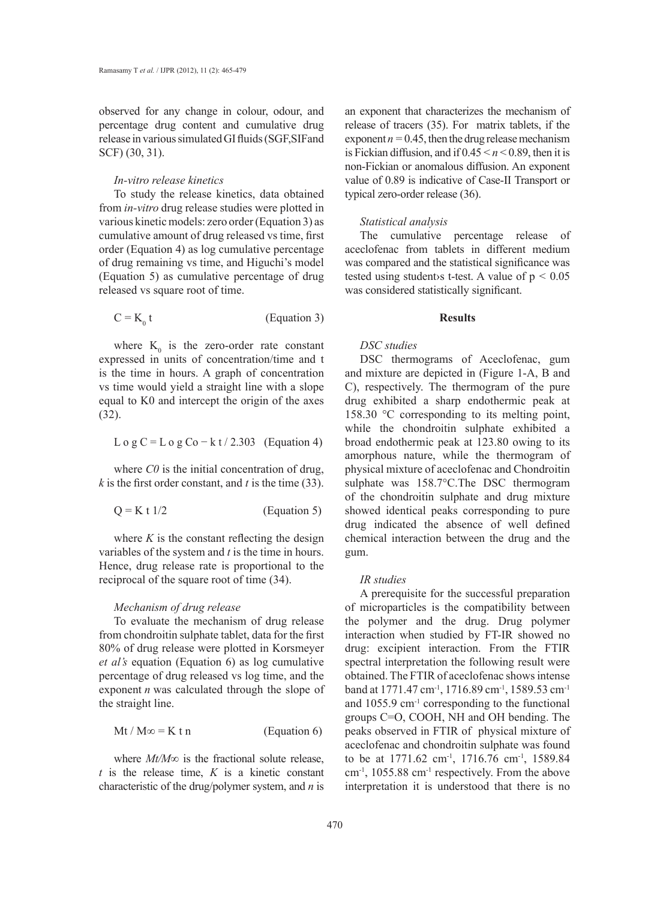observed for any change in colour, odour, and percentage drug content and cumulative drug release in various simulated GI fluids (SGF,SIFand SCF) (30, 31).

*In-vitro release kinetics*

To study the release kinetics, data obtained from *in-vitro* drug release studies were plotted in various kinetic models: zero order (Equation 3) as cumulative amount of drug released vs time, first order (Equation 4) as log cumulative percentage of drug remaining vs time, and Higuchi's model (Equation 5) as cumulative percentage of drug released vs square root of time.

$$C = K_0 t \qquad \text{(Equation 3)}$$

where $K_0$ is the zero-order rate constant expressed in units of concentration/time and t is the time in hours. A graph of concentration vs time would yield a straight line with a slope equal to K0 and intercept the origin of the axes (32).

$$\text{Log } C = \text{Log } Co - k\, t / 2.303 \qquad \text{(Equation 4)}$$

where *C0* is the initial concentration of drug, *k* is the first order constant, and *t* is the time (33).

$$Q = K\, t\, 1/2 \qquad \text{(Equation 5)}$$

where *K* is the constant reflecting the design variables of the system and *t* is the time in hours. Hence, drug release rate is proportional to the reciprocal of the square root of time (34).

*Mechanism of drug release*

To evaluate the mechanism of drug release from chondroitin sulphate tablet, data for the first 80% of drug release were plotted in Korsmeyer *et al's* equation (Equation 6) as log cumulative percentage of drug released vs log time, and the exponent *n* was calculated through the slope of the straight line.

$$Mt / M\infty = K\, t\, n \qquad \text{(Equation 6)}$$

where $Mt/M\infty$ is the fractional solute release, *t* is the release time, *K* is a kinetic constant characteristic of the drug/polymer system, and *n* is an exponent that characterizes the mechanism of release of tracers (35). For matrix tablets, if the exponent $n = 0.45$, then the drug release mechanism is Fickian diffusion, and if $0.45 < n < 0.89$, then it is non-Fickian or anomalous diffusion. An exponent value of 0.89 is indicative of Case-II Transport or typical zero-order release (36).

*Statistical analysis*

The cumulative percentage release of aceclofenac from tablets in different medium was compared and the statistical significance was tested using student›s t-test. A value of $p < 0.05$ was considered statistically significant.

## Results

*DSC studies*

DSC thermograms of Aceclofenac, gum and mixture are depicted in (Figure 1-A, B and C), respectively. The thermogram of the pure drug exhibited a sharp endothermic peak at 158.30 °C corresponding to its melting point, while the chondroitin sulphate exhibited a broad endothermic peak at 123.80 owing to its amorphous nature, while the thermogram of physical mixture of aceclofenac and Chondroitin sulphate was 158.7°C.The DSC thermogram of the chondroitin sulphate and drug mixture showed identical peaks corresponding to pure drug indicated the absence of well defined chemical interaction between the drug and the gum.

*IR studies*

A prerequisite for the successful preparation of microparticles is the compatibility between the polymer and the drug. Drug polymer interaction when studied by FT-IR showed no drug: excipient interaction. From the FTIR spectral interpretation the following result were obtained. The FTIR of aceclofenac shows intense band at 1771.47 $cm^{-1}$, 1716.89 $cm^{-1}$, 1589.53 $cm^{-1}$ and 1055.9 $cm^{-1}$ corresponding to the functional groups C=O, COOH, NH and OH bending. The peaks observed in FTIR of physical mixture of aceclofenac and chondroitin sulphate was found to be at 1771.62 $cm^{-1}$, 1716.76 $cm^{-1}$, 1589.84 $cm^{-1}$, 1055.88 $cm^{-1}$ respectively. From the above interpretation it is understood that there is no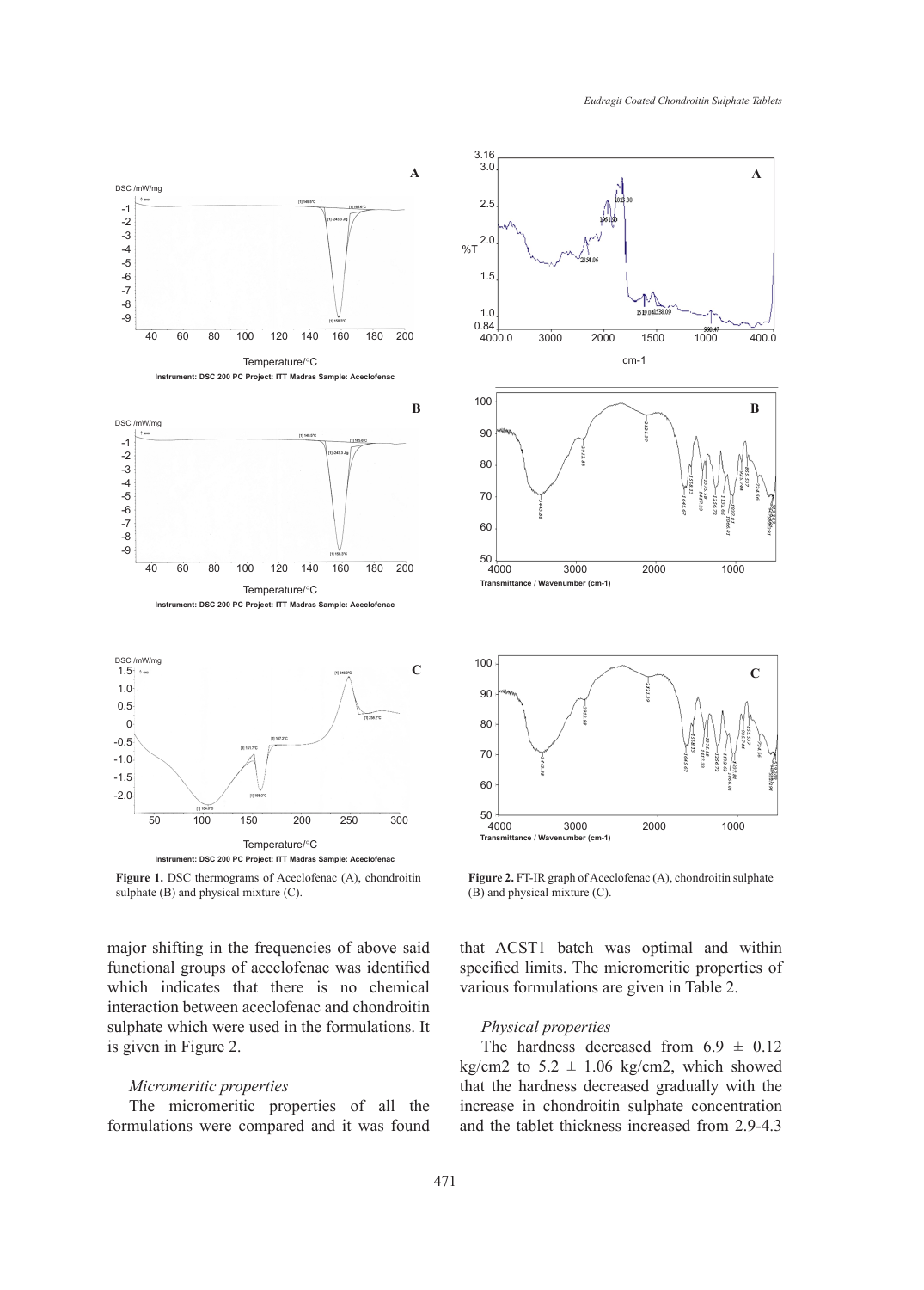Figure 1. DSC thermograms of Aceclofenac (A), chondroitin sulphate (B) and physical mixture (C).

Figure 2. FT-IR graph of Aceclofenac (A), chondroitin sulphate (B) and physical mixture (C).

major shifting in the frequencies of above said functional groups of aceclofenac was identified which indicates that there is no chemical interaction between aceclofenac and chondroitin sulphate which were used in the formulations. It is given in Figure 2.

### *Micromeritic properties*

The micromeritic properties of all the formulations were compared and it was found that ACST1 batch was optimal and within specified limits. The micromeritic properties of various formulations are given in Table 2.

### *Physical properties*

The hardness decreased from 6.9 ± 0.12 kg/cm2 to 5.2 ± 1.06 kg/cm2, which showed that the hardness decreased gradually with the increase in chondroitin sulphate concentration and the tablet thickness increased from 2.9-4.3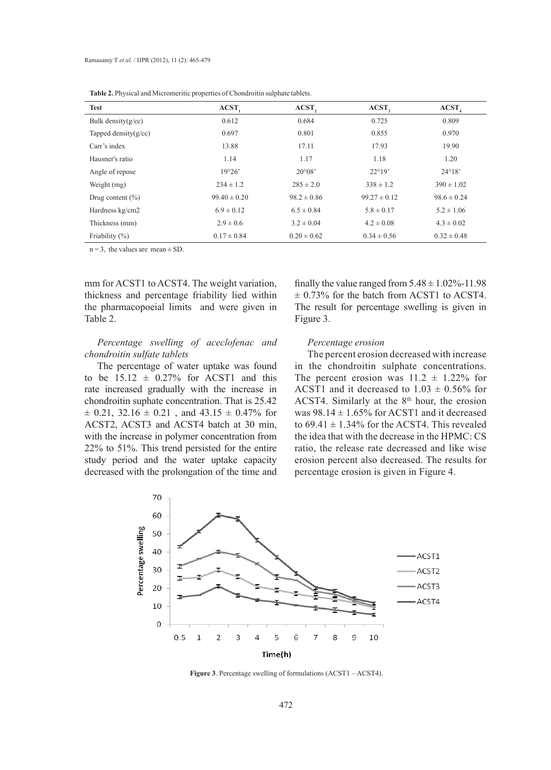**Table 2.** Physical and Micromeritic properties of Chondroitin sulphate tablets.

| Test | $ACST_1$ | $ACST_2$ | $ACST_3$ | $ACST_4$ |
|---|---|---|---|---|
| Bulk density(g/cc) | 0.612 | 0.684 | 0.725 | 0.809 |
| Tapped density(g/cc) | 0.697 | 0.801 | 0.855 | 0.970 |
| Carr's index | 13.88 | 17.11 | 17.93 | 19.90 |
| Hausner's ratio | 1.14 | 1.17 | 1.18 | 1.20 |
| Angle of repose | 19°26' | 20°08' | 22°19' | 24°18' |
| Weight (mg) | 234 ± 1.2 | 285 ± 2.0 | 338 ± 1.2 | 390 ± 1.02 |
| Drug content (%) | 99.40 ± 0.20 | 98.2 ± 0.86 | 99.27 ± 0.12 | 98.6 ± 0.24 |
| Hardness kg/cm2 | 6.9 ± 0.12 | 6.5 ± 0.84 | 5.8 ± 0.17 | 5.2 ± 1.06 |
| Thickness (mm) | 2.9 ± 0.6 | 3.2 ± 0.04 | 4.2 ± 0.08 | 4.3 ± 0.02 |
| Friability (%) | 0.17 ± 0.84 | 0.20 ± 0.62 | 0.34 ± 0.56 | 0.32 ± 0.48 |

n = 3, the values are mean ± SD.

mm for ACST1 to ACST4. The weight variation, thickness and percentage friability lied within the pharmacopoeial limits and were given in Table 2.

*Percentage swelling of aceclofenac and chondroitin sulfate tablets*

The percentage of water uptake was found to be 15.12 ± 0.27% for ACST1 and this rate increased gradually with the increase in chondroitin suphate concentration. That is 25.42 ± 0.21, 32.16 ± 0.21 , and 43.15 ± 0.47% for ACST2, ACST3 and ACST4 batch at 30 min, with the increase in polymer concentration from 22% to 51%. This trend persisted for the entire study period and the water uptake capacity decreased with the prolongation of the time and finally the value ranged from 5.48 ± 1.02%-11.98 ± 0.73% for the batch from ACST1 to ACST4. The result for percentage swelling is given in Figure 3.

*Percentage erosion*

The percent erosion decreased with increase in the chondroitin sulphate concentrations. The percent erosion was 11.2 ± 1.22% for ACST1 and it decreased to 1.03 ± 0.56% for ACST4. Similarly at the 8th hour, the erosion was 98.14 ± 1.65% for ACST1 and it decreased to 69.41 ± 1.34% for the ACST4. This revealed the idea that with the decrease in the HPMC: CS ratio, the release rate decreased and like wise erosion percent also decreased. The results for percentage erosion is given in Figure 4.

**Figure 3**. Percentage swelling of formulations (ACST1 – ACST4).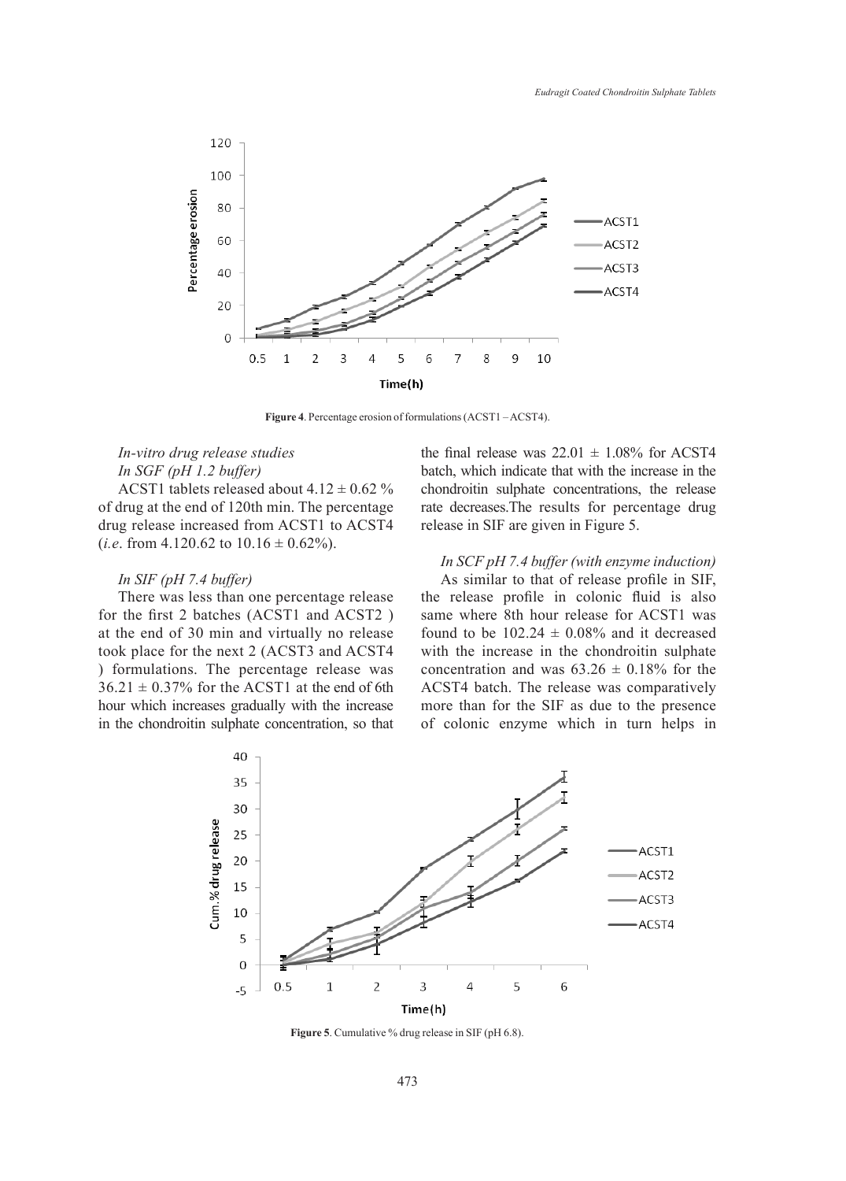**Figure 4**. Percentage erosion of formulations (ACST1 – ACST4).

*In-vitro drug release studies*

*In SGF (pH 1.2 buffer)*

ACST1 tablets released about 4.12 ± 0.62 % of drug at the end of 120th min. The percentage drug release increased from ACST1 to ACST4 (*i.e*. from 4.120.62 to 10.16 ± 0.62%).

*In SIF (pH 7.4 buffer)*

There was less than one percentage release for the first 2 batches (ACST1 and ACST2 ) at the end of 30 min and virtually no release took place for the next 2 (ACST3 and ACST4 ) formulations. The percentage release was 36.21 ± 0.37% for the ACST1 at the end of 6th hour which increases gradually with the increase in the chondroitin sulphate concentration, so that the final release was 22.01 ± 1.08% for ACST4 batch, which indicate that with the increase in the chondroitin sulphate concentrations, the release rate decreases.The results for percentage drug release in SIF are given in Figure 5.

*In SCF pH 7.4 buffer (with enzyme induction)*

As similar to that of release profile in SIF, the release profile in colonic fluid is also same where 8th hour release for ACST1 was found to be 102.24 ± 0.08% and it decreased with the increase in the chondroitin sulphate concentration and was 63.26 ± 0.18% for the ACST4 batch. The release was comparatively more than for the SIF as due to the presence of colonic enzyme which in turn helps in

**Figure 5**. Cumulative % drug release in SIF (pH 6.8).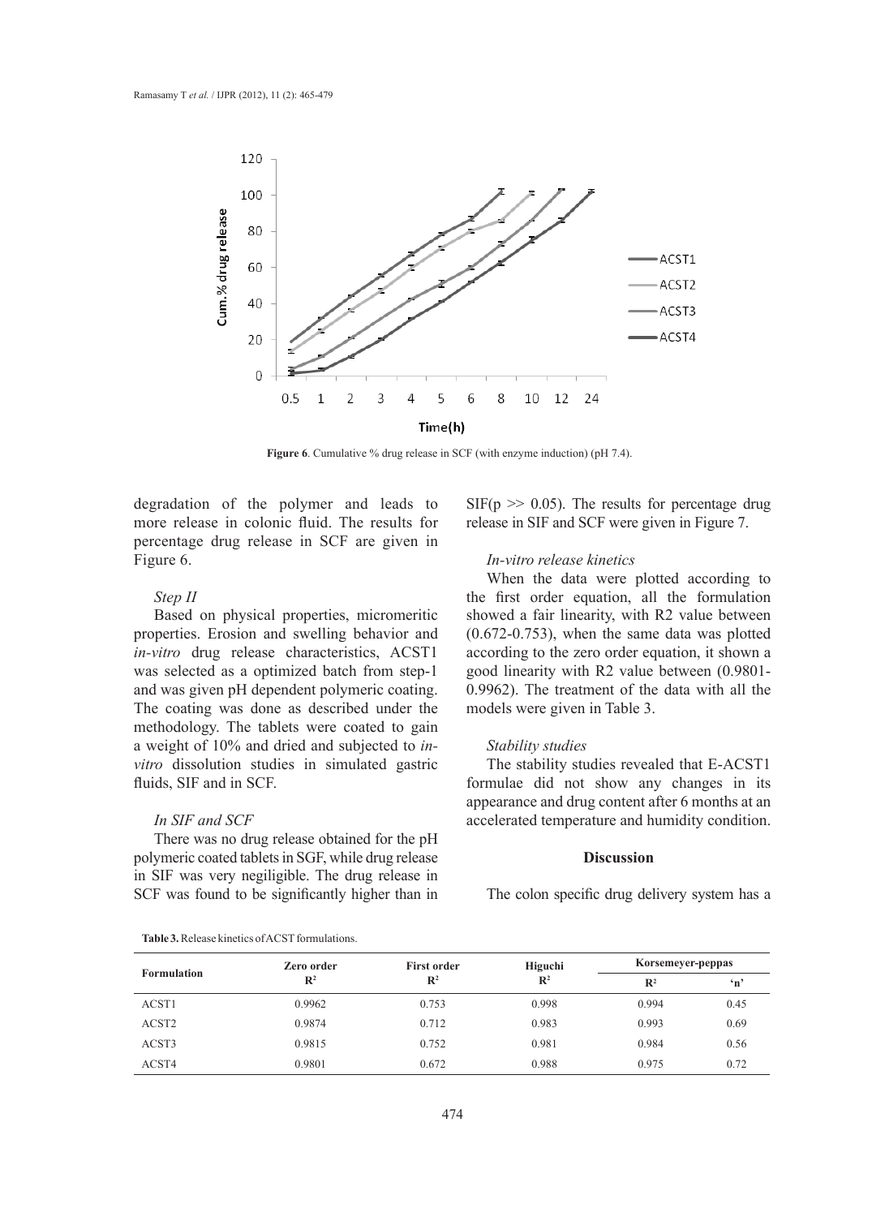Figure 6. Cumulative % drug release in SCF (with enzyme induction) (pH 7.4).

degradation of the polymer and leads to more release in colonic fluid. The results for percentage drug release in SCF are given in Figure 6.

*Step II*

Based on physical properties, micromeritic properties. Erosion and swelling behavior and *in-vitro* drug release characteristics, ACST1 was selected as a optimized batch from step-1 and was given pH dependent polymeric coating. The coating was done as described under the methodology. The tablets were coated to gain a weight of 10% and dried and subjected to *in-vitro* dissolution studies in simulated gastric fluids, SIF and in SCF.

*In SIF and SCF*

There was no drug release obtained for the pH polymeric coated tablets in SGF, while drug release in SIF was very negiligible. The drug release in SCF was found to be significantly higher than in SIF($p >> 0.05$). The results for percentage drug release in SIF and SCF were given in Figure 7.

*In-vitro release kinetics*

When the data were plotted according to the first order equation, all the formulation showed a fair linearity, with R2 value between (0.672-0.753), when the same data was plotted according to the zero order equation, it shown a good linearity with R2 value between (0.9801-0.9962). The treatment of the data with all the models were given in Table 3.

*Stability studies*

The stability studies revealed that E-ACST1 formulae did not show any changes in its appearance and drug content after 6 months at an accelerated temperature and humidity condition.

## Discussion

The colon specific drug delivery system has a

**Table 3.** Release kinetics of ACST formulations.

| Formulation | Zero order $R^2$ | First order $R^2$ | Higuchi $R^2$ | Korsemeyer-peppas $R^2$ | Korsemeyer-peppas 'n' |
|---|---|---|---|---|---|
| ACST1 | 0.9962 | 0.753 | 0.998 | 0.994 | 0.45 |
| ACST2 | 0.9874 | 0.712 | 0.983 | 0.993 | 0.69 |
| ACST3 | 0.9815 | 0.752 | 0.981 | 0.984 | 0.56 |
| ACST4 | 0.9801 | 0.672 | 0.988 | 0.975 | 0.72 |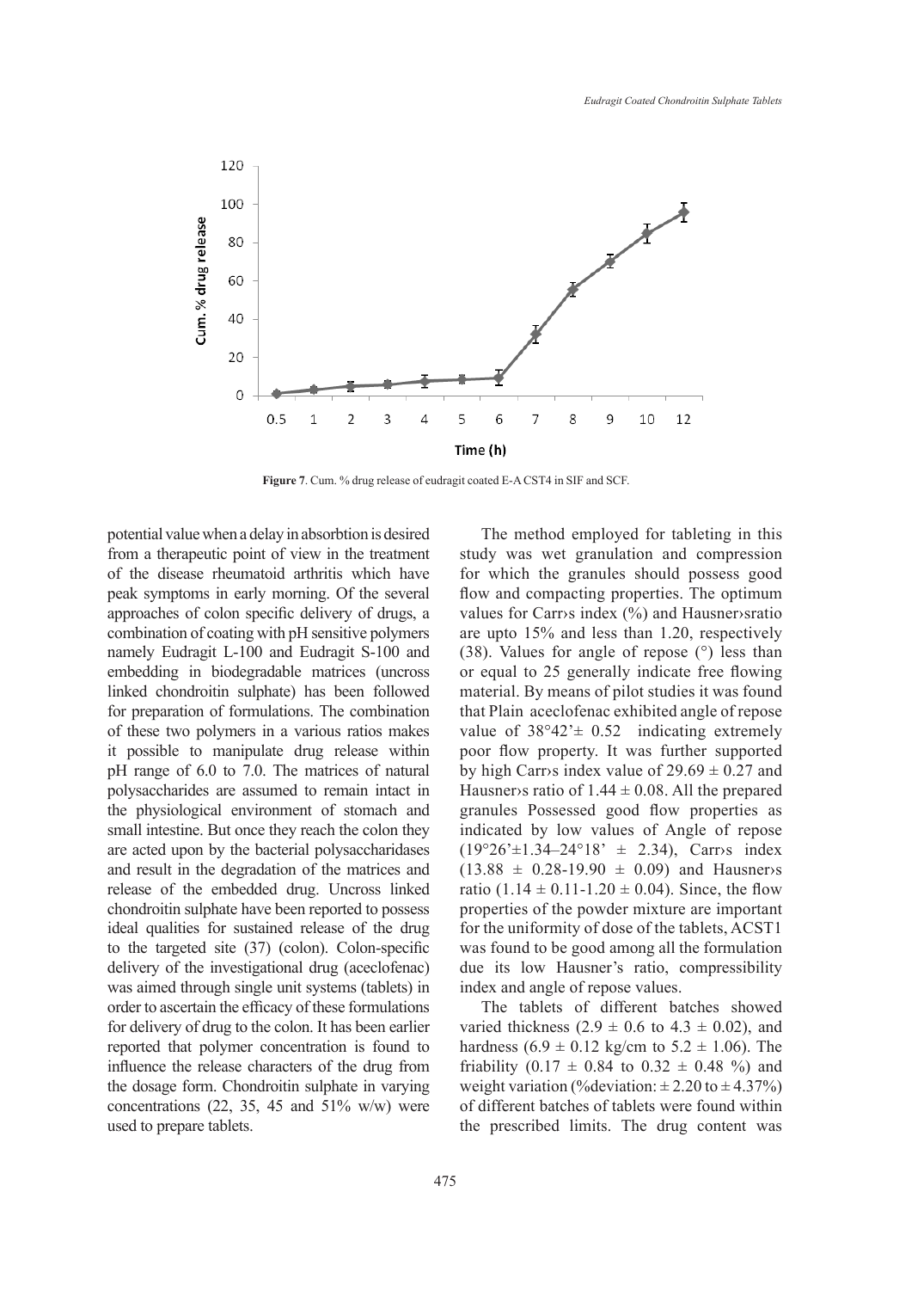Figure 7. Cum. % drug release of eudragit coated E-A CST4 in SIF and SCF.

potential value when a delay in absorbtion is desired from a therapeutic point of view in the treatment of the disease rheumatoid arthritis which have peak symptoms in early morning. Of the several approaches of colon specific delivery of drugs, a combination of coating with pH sensitive polymers namely Eudragit L-100 and Eudragit S-100 and embedding in biodegradable matrices (uncross linked chondroitin sulphate) has been followed for preparation of formulations. The combination of these two polymers in a various ratios makes it possible to manipulate drug release within pH range of 6.0 to 7.0. The matrices of natural polysaccharides are assumed to remain intact in the physiological environment of stomach and small intestine. But once they reach the colon they are acted upon by the bacterial polysaccharidases and result in the degradation of the matrices and release of the embedded drug. Uncross linked chondroitin sulphate have been reported to possess ideal qualities for sustained release of the drug to the targeted site (37) (colon). Colon-specific delivery of the investigational drug (aceclofenac) was aimed through single unit systems (tablets) in order to ascertain the efficacy of these formulations for delivery of drug to the colon. It has been earlier reported that polymer concentration is found to influence the release characters of the drug from the dosage form. Chondroitin sulphate in varying concentrations (22, 35, 45 and 51% w/w) were used to prepare tablets.

The method employed for tableting in this study was wet granulation and compression for which the granules should possess good flow and compacting properties. The optimum values for Carr›s index (%) and Hausner›sratio are upto 15% and less than 1.20, respectively (38). Values for angle of repose (°) less than or equal to 25 generally indicate free flowing material. By means of pilot studies it was found that Plain aceclofenac exhibited angle of repose value of 38°42'± 0.52 indicating extremely poor flow property. It was further supported by high Carr›s index value of 29.69 ± 0.27 and Hausner›s ratio of 1.44 ± 0.08. All the prepared granules Possessed good flow properties as indicated by low values of Angle of repose (19°26'±1.34–24°18' ± 2.34), Carr›s index (13.88 ± 0.28-19.90 ± 0.09) and Hausner›s ratio (1.14 ± 0.11-1.20 ± 0.04). Since, the flow properties of the powder mixture are important for the uniformity of dose of the tablets, ACST1 was found to be good among all the formulation due its low Hausner's ratio, compressibility index and angle of repose values.

The tablets of different batches showed varied thickness (2.9 ± 0.6 to 4.3 ± 0.02), and hardness (6.9 ± 0.12 kg/cm to 5.2 ± 1.06). The friability (0.17 ± 0.84 to 0.32 ± 0.48 %) and weight variation (%deviation: ± 2.20 to ± 4.37%) of different batches of tablets were found within the prescribed limits. The drug content was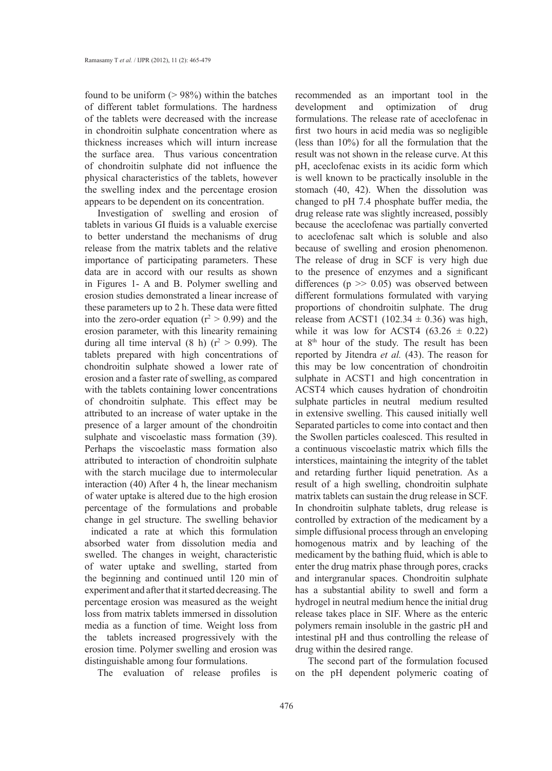found to be uniform (> 98%) within the batches of different tablet formulations. The hardness of the tablets were decreased with the increase in chondroitin sulphate concentration where as thickness increases which will inturn increase the surface area. Thus various concentration of chondroitin sulphate did not influence the physical characteristics of the tablets, however the swelling index and the percentage erosion appears to be dependent on its concentration.

Investigation of swelling and erosion of tablets in various GI fluids is a valuable exercise to better understand the mechanisms of drug release from the matrix tablets and the relative importance of participating parameters. These data are in accord with our results as shown in Figures 1- A and B. Polymer swelling and erosion studies demonstrated a linear increase of these parameters up to 2 h. These data were fitted into the zero-order equation ($r^2 > 0.99$) and the erosion parameter, with this linearity remaining during all time interval (8 h) ($r^2 > 0.99$). The tablets prepared with high concentrations of chondroitin sulphate showed a lower rate of erosion and a faster rate of swelling, as compared with the tablets containing lower concentrations of chondroitin sulphate. This effect may be attributed to an increase of water uptake in the presence of a larger amount of the chondroitin sulphate and viscoelastic mass formation (39). Perhaps the viscoelastic mass formation also attributed to interaction of chondroitin sulphate with the starch mucilage due to intermolecular interaction (40) After 4 h, the linear mechanism of water uptake is altered due to the high erosion percentage of the formulations and probable change in gel structure. The swelling behavior indicated a rate at which this formulation absorbed water from dissolution media and swelled. The changes in weight, characteristic of water uptake and swelling, started from the beginning and continued until 120 min of experiment and after that it started decreasing. The percentage erosion was measured as the weight loss from matrix tablets immersed in dissolution media as a function of time. Weight loss from the tablets increased progressively with the erosion time. Polymer swelling and erosion was distinguishable among four formulations.

The evaluation of release profiles is recommended as an important tool in the development and optimization of drug formulations. The release rate of aceclofenac in first two hours in acid media was so negligible (less than 10%) for all the formulation that the result was not shown in the release curve. At this pH, aceclofenac exists in its acidic form which is well known to be practically insoluble in the stomach (40, 42). When the dissolution was changed to pH 7.4 phosphate buffer media, the drug release rate was slightly increased, possibly because the aceclofenac was partially converted to aceclofenac salt which is soluble and also because of swelling and erosion phenomenon. The release of drug in SCF is very high due to the presence of enzymes and a significant differences ($p >> 0.05$) was observed between different formulations formulated with varying proportions of chondroitin sulphate. The drug release from ACST1 ($102.34 \pm 0.36$) was high, while it was low for ACST4 ($63.26 \pm 0.22$) at 8$^{th}$ hour of the study. The result has been reported by Jitendra *et al.* (43). The reason for this may be low concentration of chondroitin sulphate in ACST1 and high concentration in ACST4 which causes hydration of chondroitin sulphate particles in neutral medium resulted in extensive swelling. This caused initially well Separated particles to come into contact and then the Swollen particles coalesced. This resulted in a continuous viscoelastic matrix which fills the interstices, maintaining the integrity of the tablet and retarding further liquid penetration. As a result of a high swelling, chondroitin sulphate matrix tablets can sustain the drug release in SCF. In chondroitin sulphate tablets, drug release is controlled by extraction of the medicament by a simple diffusional process through an enveloping homogenous matrix and by leaching of the medicament by the bathing fluid, which is able to enter the drug matrix phase through pores, cracks and intergranular spaces. Chondroitin sulphate has a substantial ability to swell and form a hydrogel in neutral medium hence the initial drug release takes place in SIF. Where as the enteric polymers remain insoluble in the gastric pH and intestinal pH and thus controlling the release of drug within the desired range.

The second part of the formulation focused on the pH dependent polymeric coating of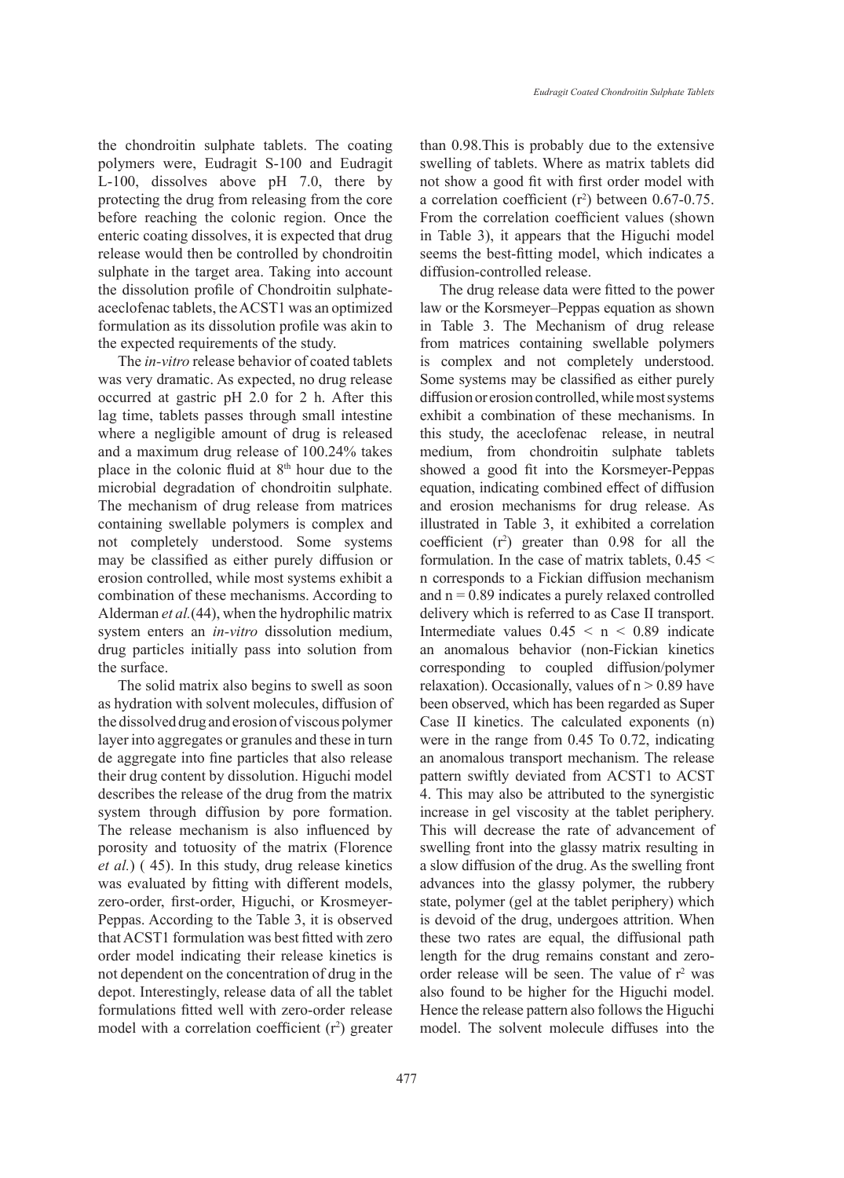the chondroitin sulphate tablets. The coating polymers were, Eudragit S-100 and Eudragit L-100, dissolves above pH 7.0, there by protecting the drug from releasing from the core before reaching the colonic region. Once the enteric coating dissolves, it is expected that drug release would then be controlled by chondroitin sulphate in the target area. Taking into account the dissolution profile of Chondroitin sulphate-aceclofenac tablets, the ACST1 was an optimized formulation as its dissolution profile was akin to the expected requirements of the study.

The *in-vitro* release behavior of coated tablets was very dramatic. As expected, no drug release occurred at gastric pH 2.0 for 2 h. After this lag time, tablets passes through small intestine where a negligible amount of drug is released and a maximum drug release of 100.24% takes place in the colonic fluid at $8^{th}$ hour due to the microbial degradation of chondroitin sulphate. The mechanism of drug release from matrices containing swellable polymers is complex and not completely understood. Some systems may be classified as either purely diffusion or erosion controlled, while most systems exhibit a combination of these mechanisms. According to Alderman *et al.*(44), when the hydrophilic matrix system enters an *in-vitro* dissolution medium, drug particles initially pass into solution from the surface.

The solid matrix also begins to swell as soon as hydration with solvent molecules, diffusion of the dissolved drug and erosion of viscous polymer layer into aggregates or granules and these in turn de aggregate into fine particles that also release their drug content by dissolution. Higuchi model describes the release of the drug from the matrix system through diffusion by pore formation. The release mechanism is also influenced by porosity and totuosity of the matrix (Florence *et al.*) ( 45). In this study, drug release kinetics was evaluated by fitting with different models, zero-order, first-order, Higuchi, or Krosmeyer-Peppas. According to the Table 3, it is observed that ACST1 formulation was best fitted with zero order model indicating their release kinetics is not dependent on the concentration of drug in the depot. Interestingly, release data of all the tablet formulations fitted well with zero-order release model with a correlation coefficient ($r^2$) greater than 0.98.This is probably due to the extensive swelling of tablets. Where as matrix tablets did not show a good fit with first order model with a correlation coefficient ($r^2$) between 0.67-0.75. From the correlation coefficient values (shown in Table 3), it appears that the Higuchi model seems the best-fitting model, which indicates a diffusion-controlled release.

The drug release data were fitted to the power law or the Korsmeyer–Peppas equation as shown in Table 3. The Mechanism of drug release from matrices containing swellable polymers is complex and not completely understood. Some systems may be classified as either purely diffusion or erosion controlled, while most systems exhibit a combination of these mechanisms. In this study, the aceclofenac release, in neutral medium, from chondroitin sulphate tablets showed a good fit into the Korsmeyer-Peppas equation, indicating combined effect of diffusion and erosion mechanisms for drug release. As illustrated in Table 3, it exhibited a correlation coefficient ($r^2$) greater than 0.98 for all the formulation. In the case of matrix tablets, $0.45 <$ n corresponds to a Fickian diffusion mechanism and $n = 0.89$ indicates a purely relaxed controlled delivery which is referred to as Case II transport. Intermediate values $0.45 < n < 0.89$ indicate an anomalous behavior (non-Fickian kinetics corresponding to coupled diffusion/polymer relaxation). Occasionally, values of $n > 0.89$ have been observed, which has been regarded as Super Case II kinetics. The calculated exponents (n) were in the range from 0.45 To 0.72, indicating an anomalous transport mechanism. The release pattern swiftly deviated from ACST1 to ACST 4. This may also be attributed to the synergistic increase in gel viscosity at the tablet periphery. This will decrease the rate of advancement of swelling front into the glassy matrix resulting in a slow diffusion of the drug. As the swelling front advances into the glassy polymer, the rubbery state, polymer (gel at the tablet periphery) which is devoid of the drug, undergoes attrition. When these two rates are equal, the diffusional path length for the drug remains constant and zero-order release will be seen. The value of $r^2$ was also found to be higher for the Higuchi model. Hence the release pattern also follows the Higuchi model. The solvent molecule diffuses into the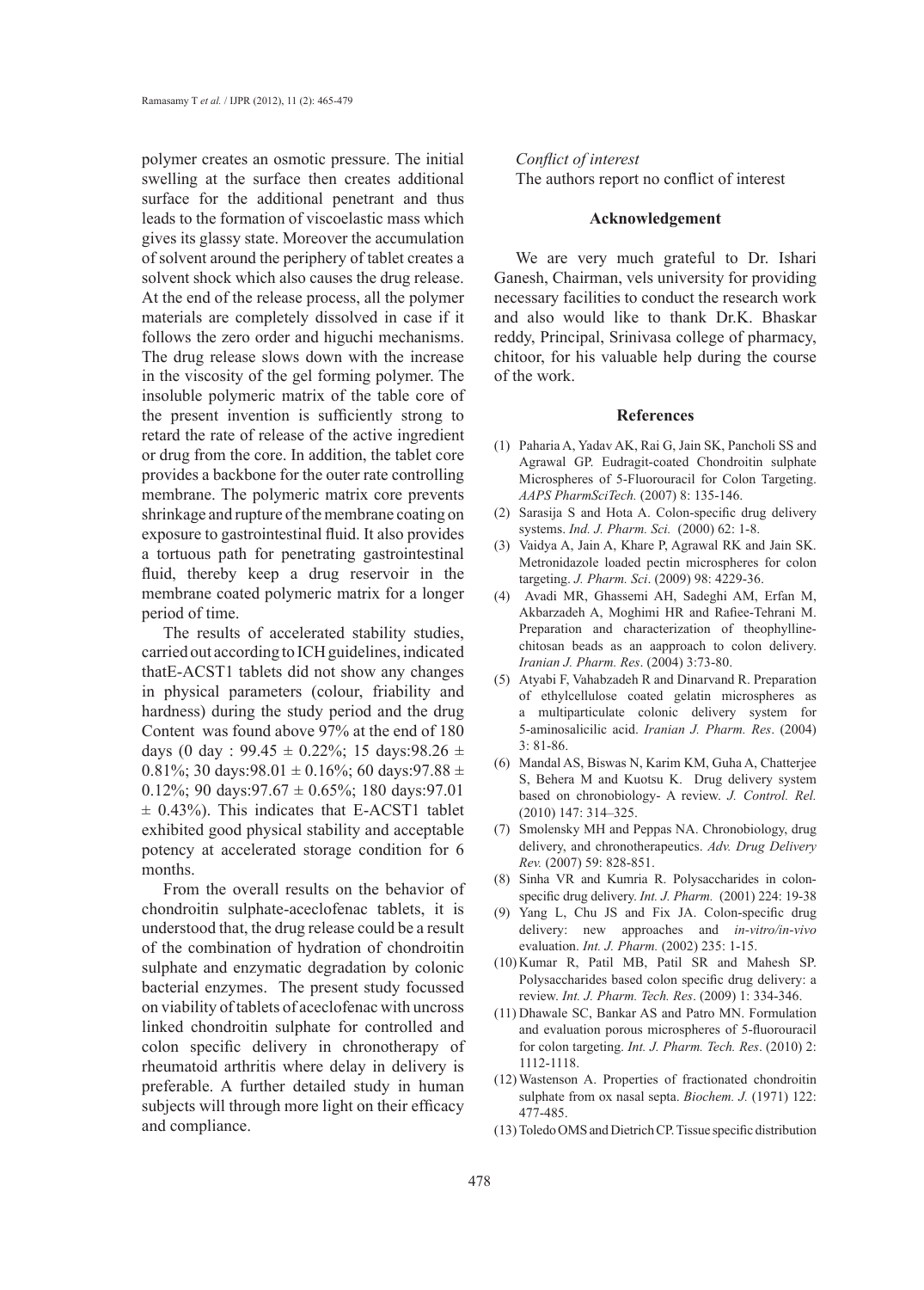polymer creates an osmotic pressure. The initial swelling at the surface then creates additional surface for the additional penetrant and thus leads to the formation of viscoelastic mass which gives its glassy state. Moreover the accumulation of solvent around the periphery of tablet creates a solvent shock which also causes the drug release. At the end of the release process, all the polymer materials are completely dissolved in case if it follows the zero order and higuchi mechanisms. The drug release slows down with the increase in the viscosity of the gel forming polymer. The insoluble polymeric matrix of the table core of the present invention is sufficiently strong to retard the rate of release of the active ingredient or drug from the core. In addition, the tablet core provides a backbone for the outer rate controlling membrane. The polymeric matrix core prevents shrinkage and rupture of the membrane coating on exposure to gastrointestinal fluid. It also provides a tortuous path for penetrating gastrointestinal fluid, thereby keep a drug reservoir in the membrane coated polymeric matrix for a longer period of time.

The results of accelerated stability studies, carried out according to ICH guidelines, indicated thatE-ACST1 tablets did not show any changes in physical parameters (colour, friability and hardness) during the study period and the drug Content was found above 97% at the end of 180 days (0 day : 99.45 ± 0.22%; 15 days:98.26 ± 0.81%; 30 days:98.01 ± 0.16%; 60 days:97.88 ± 0.12%; 90 days:97.67 ± 0.65%; 180 days:97.01 ± 0.43%). This indicates that E-ACST1 tablet exhibited good physical stability and acceptable potency at accelerated storage condition for 6 months.

From the overall results on the behavior of chondroitin sulphate-aceclofenac tablets, it is understood that, the drug release could be a result of the combination of hydration of chondroitin sulphate and enzymatic degradation by colonic bacterial enzymes. The present study focussed on viability of tablets of aceclofenac with uncross linked chondroitin sulphate for controlled and colon specific delivery in chronotherapy of rheumatoid arthritis where delay in delivery is preferable. A further detailed study in human subjects will through more light on their efficacy and compliance.

*Conflict of interest*

The authors report no conflict of interest

## Acknowledgement

We are very much grateful to Dr. Ishari Ganesh, Chairman, vels university for providing necessary facilities to conduct the research work and also would like to thank Dr.K. Bhaskar reddy, Principal, Srinivasa college of pharmacy, chitoor, for his valuable help during the course of the work.

## References

(1) Paharia A, Yadav AK, Rai G, Jain SK, Pancholi SS and Agrawal GP. Eudragit-coated Chondroitin sulphate Microspheres of 5-Fluorouracil for Colon Targeting. *AAPS PharmSciTech.* (2007) 8: 135-146.

(2) Sarasija S and Hota A. Colon-specific drug delivery systems. *Ind. J. Pharm. Sci.* (2000) 62: 1-8.

(3) Vaidya A, Jain A, Khare P, Agrawal RK and Jain SK. Metronidazole loaded pectin microspheres for colon targeting. *J. Pharm. Sci*. (2009) 98: 4229-36.

(4) Avadi MR, Ghassemi AH, Sadeghi AM, Erfan M, Akbarzadeh A, Moghimi HR and Rafiee-Tehrani M. Preparation and characterization of theophylline-chitosan beads as an aapproach to colon delivery. *Iranian J. Pharm. Res*. (2004) 3:73-80.

(5) Atyabi F, Vahabzadeh R and Dinarvand R. Preparation of ethylcellulose coated gelatin microspheres as a multiparticulate colonic delivery system for 5-aminosalicilic acid. *Iranian J. Pharm. Res*. (2004) 3: 81-86.

(6) Mandal AS, Biswas N, Karim KM, Guha A, Chatterjee S, Behera M and Kuotsu K. Drug delivery system based on chronobiology- A review. *J. Control. Rel.* (2010) 147: 314–325.

(7) Smolensky MH and Peppas NA. Chronobiology, drug delivery, and chronotherapeutics. *Adv. Drug Delivery Rev.* (2007) 59: 828-851.

(8) Sinha VR and Kumria R. Polysaccharides in colon-specific drug delivery. *Int. J. Pharm.* (2001) 224: 19-38

(9) Yang L, Chu JS and Fix JA. Colon-specific drug delivery: new approaches and *in-vitro/in-vivo* evaluation. *Int. J. Pharm.* (2002) 235: 1-15.

(10) Kumar R, Patil MB, Patil SR and Mahesh SP. Polysaccharides based colon specific drug delivery: a review. *Int. J. Pharm. Tech. Res*. (2009) 1: 334-346.

(11) Dhawale SC, Bankar AS and Patro MN. Formulation and evaluation porous microspheres of 5-fluorouracil for colon targeting. *Int. J. Pharm. Tech. Res*. (2010) 2: 1112-1118.

(12) Wastenson A. Properties of fractionated chondroitin sulphate from ox nasal septa. *Biochem. J.* (1971) 122: 477-485.

(13) Toledo OMS and Dietrich CP. Tissue specific distribution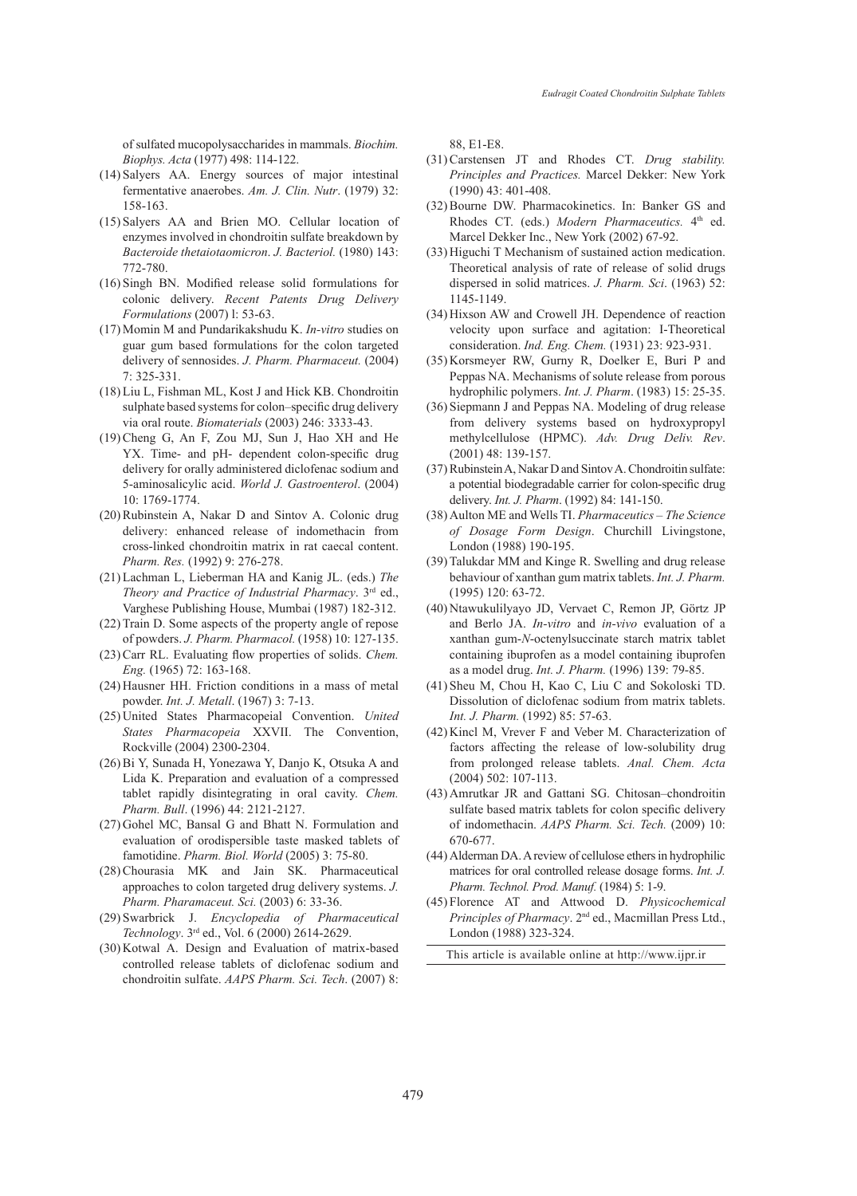of sulfated mucopolysaccharides in mammals. *Biochim. Biophys. Acta* (1977) 498: 114-122.

(14) Salyers AA. Energy sources of major intestinal fermentative anaerobes. *Am. J. Clin. Nutr*. (1979) 32: 158-163.

(15) Salyers AA and Brien MO. Cellular location of enzymes involved in chondroitin sulfate breakdown by *Bacteroide thetaiotaomicron*. *J. Bacteriol.* (1980) 143: 772-780.

(16) Singh BN. Modified release solid formulations for colonic delivery. *Recent Patents Drug Delivery Formulations* (2007) l: 53-63.

(17) Momin M and Pundarikakshudu K. *In-vitro* studies on guar gum based formulations for the colon targeted delivery of sennosides. *J. Pharm. Pharmaceut.* (2004) 7: 325-331.

(18) Liu L, Fishman ML, Kost J and Hick KB. Chondroitin sulphate based systems for colon–specific drug delivery via oral route. *Biomaterials* (2003) 246: 3333-43.

(19) Cheng G, An F, Zou MJ, Sun J, Hao XH and He YX. Time- and pH- dependent colon-specific drug delivery for orally administered diclofenac sodium and 5-aminosalicylic acid. *World J. Gastroenterol*. (2004) 10: 1769-1774.

(20) Rubinstein A, Nakar D and Sintov A. Colonic drug delivery: enhanced release of indomethacin from cross-linked chondroitin matrix in rat caecal content. *Pharm. Res.* (1992) 9: 276-278.

(21) Lachman L, Lieberman HA and Kanig JL. (eds.) *The Theory and Practice of Industrial Pharmacy*. 3rd ed., Varghese Publishing House, Mumbai (1987) 182-312.

(22) Train D. Some aspects of the property angle of repose of powders. *J. Pharm. Pharmacol.* (1958) 10: 127-135.

(23) Carr RL. Evaluating flow properties of solids. *Chem. Eng.* (1965) 72: 163-168.

(24) Hausner HH. Friction conditions in a mass of metal powder. *Int. J. Metall*. (1967) 3: 7-13.

(25) United States Pharmacopeial Convention. *United States Pharmacopeia* XXVII. The Convention, Rockville (2004) 2300-2304.

(26) Bi Y, Sunada H, Yonezawa Y, Danjo K, Otsuka A and Lida K. Preparation and evaluation of a compressed tablet rapidly disintegrating in oral cavity. *Chem. Pharm. Bull*. (1996) 44: 2121-2127.

(27) Gohel MC, Bansal G and Bhatt N. Formulation and evaluation of orodispersible taste masked tablets of famotidine. *Pharm. Biol. World* (2005) 3: 75-80.

(28) Chourasia MK and Jain SK. Pharmaceutical approaches to colon targeted drug delivery systems. *J. Pharm. Pharamaceut. Sci.* (2003) 6: 33-36.

(29) Swarbrick J. *Encyclopedia of Pharmaceutical Technology*. 3rd ed., Vol. 6 (2000) 2614-2629.

(30) Kotwal A. Design and Evaluation of matrix-based controlled release tablets of diclofenac sodium and chondroitin sulfate. *AAPS Pharm. Sci. Tech*. (2007) 8: 88, E1-E8.

(31) Carstensen JT and Rhodes CT. *Drug stability. Principles and Practices.* Marcel Dekker: New York (1990) 43: 401-408.

(32) Bourne DW. Pharmacokinetics. In: Banker GS and Rhodes CT. (eds.) *Modern Pharmaceutics.* 4th ed. Marcel Dekker Inc., New York (2002) 67-92.

(33) Higuchi T Mechanism of sustained action medication. Theoretical analysis of rate of release of solid drugs dispersed in solid matrices. *J. Pharm. Sci*. (1963) 52: 1145-1149.

(34) Hixson AW and Crowell JH. Dependence of reaction velocity upon surface and agitation: I-Theoretical consideration. *Ind. Eng. Chem.* (1931) 23: 923-931.

(35) Korsmeyer RW, Gurny R, Doelker E, Buri P and Peppas NA. Mechanisms of solute release from porous hydrophilic polymers. *Int. J. Pharm*. (1983) 15: 25-35.

(36) Siepmann J and Peppas NA. Modeling of drug release from delivery systems based on hydroxypropyl methylcellulose (HPMC). *Adv. Drug Deliv. Rev*. (2001) 48: 139-157.

(37) Rubinstein A, Nakar D and Sintov A. Chondroitin sulfate: a potential biodegradable carrier for colon-specific drug delivery. *Int. J. Pharm*. (1992) 84: 141-150.

(38) Aulton ME and Wells TI. *Pharmaceutics – The Science of Dosage Form Design*. Churchill Livingstone, London (1988) 190-195.

(39) Talukdar MM and Kinge R. Swelling and drug release behaviour of xanthan gum matrix tablets. *Int. J. Pharm.* (1995) 120: 63-72.

(40) Ntawukulilyayo JD, Vervaet C, Remon JP, Görtz JP and Berlo JA. *In-vitro* and *in-vivo* evaluation of a xanthan gum-*N*-octenylsuccinate starch matrix tablet containing ibuprofen as a model containing ibuprofen as a model drug. *Int. J. Pharm.* (1996) 139: 79-85.

(41) Sheu M, Chou H, Kao C, Liu C and Sokoloski TD. Dissolution of diclofenac sodium from matrix tablets. *Int. J. Pharm.* (1992) 85: 57-63.

(42) Kincl M, Vrever F and Veber M. Characterization of factors affecting the release of low-solubility drug from prolonged release tablets. *Anal. Chem. Acta* (2004) 502: 107-113.

(43) Amrutkar JR and Gattani SG. Chitosan–chondroitin sulfate based matrix tablets for colon specific delivery of indomethacin. *AAPS Pharm. Sci. Tech.* (2009) 10: 670-677.

(44) Alderman DA. A review of cellulose ethers in hydrophilic matrices for oral controlled release dosage forms. *Int. J. Pharm. Technol. Prod. Manuf.* (1984) 5: 1-9.

(45) Florence AT and Attwood D. *Physicochemical Principles of Pharmacy*. 2nd ed., Macmillan Press Ltd., London (1988) 323-324.

This article is available online at http://www.ijpr.ir